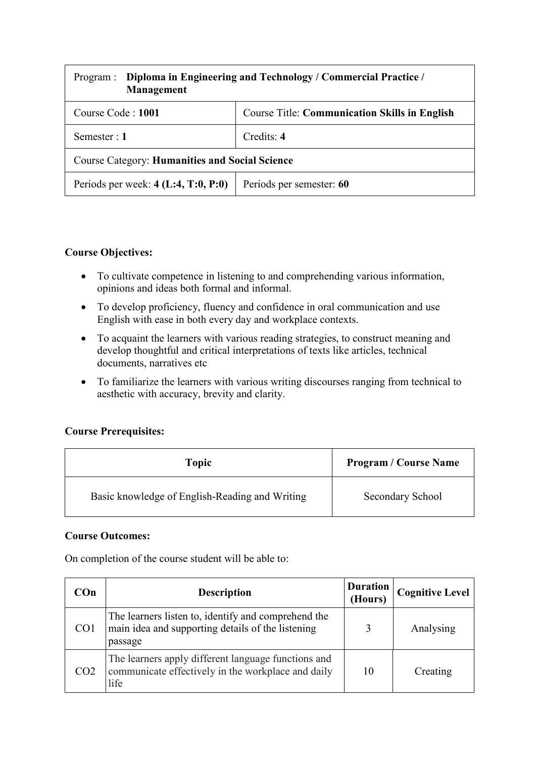| Program : **Diploma in Engineering and Technology / Commercial Practice / Management** | |
|---|---|
| Course Code : **1001** | Course Title: **Communication Skills in English** |
| Semester : **1** | Credits: **4** |
| Course Category: **Humanities and Social Science** | |
| Periods per week: **4 (L:4, T:0, P:0)** | Periods per semester: **60** |

**Course Objectives:**

- To cultivate competence in listening to and comprehending various information, opinions and ideas both formal and informal.
- To develop proficiency, fluency and confidence in oral communication and use English with ease in both every day and workplace contexts.
- To acquaint the learners with various reading strategies, to construct meaning and develop thoughtful and critical interpretations of texts like articles, technical documents, narratives etc
- To familiarize the learners with various writing discourses ranging from technical to aesthetic with accuracy, brevity and clarity.

**Course Prerequisites:**

| Topic | Program / Course Name |
|---|---|
| Basic knowledge of English-Reading and Writing | Secondary School |

**Course Outcomes:**

On completion of the course student will be able to:

| COn | Description | Duration (Hours) | Cognitive Level |
|---|---|---|---|
| CO1 | The learners listen to, identify and comprehend the main idea and supporting details of the listening passage | 3 | Analysing |
| CO2 | The learners apply different language functions and communicate effectively in the workplace and daily life | 10 | Creating |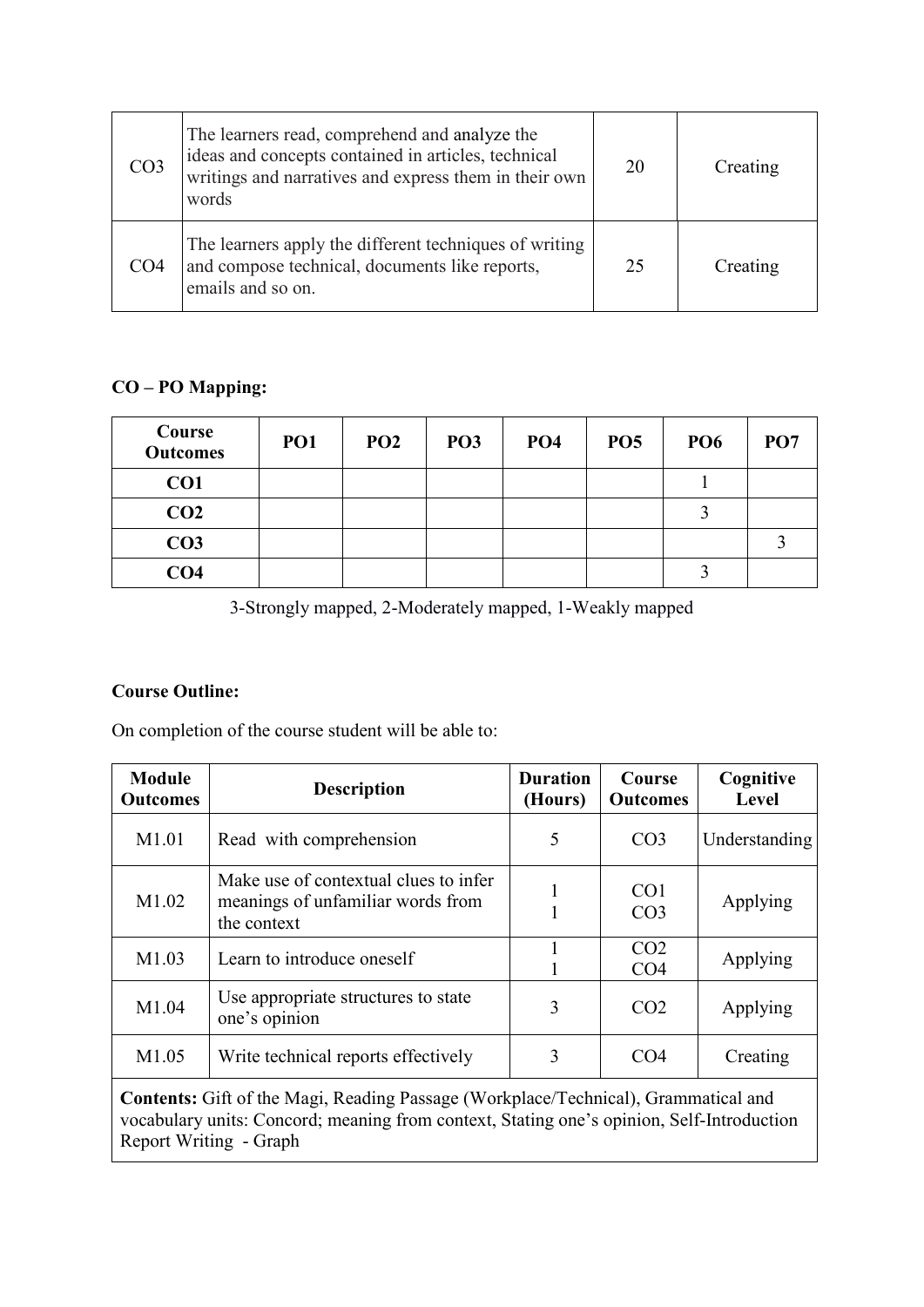| CO3 | The learners read, comprehend and analyze the ideas and concepts contained in articles, technical writings and narratives and express them in their own words | 20 | Creating |
|---|---|---|---|
| CO4 | The learners apply the different techniques of writing and compose technical, documents like reports, emails and so on. | 25 | Creating |

**CO – PO Mapping:**

| Course Outcomes | PO1 | PO2 | PO3 | PO4 | PO5 | PO6 | PO7 |
|---|---|---|---|---|---|---|---|
| **CO1** | | | | | | 1 | |
| **CO2** | | | | | | 3 | |
| **CO3** | | | | | | | 3 |
| **CO4** | | | | | | 3 | |

3-Strongly mapped, 2-Moderately mapped, 1-Weakly mapped

**Course Outline:**

On completion of the course student will be able to:

| Module Outcomes | Description | Duration (Hours) | Course Outcomes | Cognitive Level |
|---|---|---|---|---|
| M1.01 | Read with comprehension | 5 | CO3 | Understanding |
| M1.02 | Make use of contextual clues to infer meanings of unfamiliar words from the context | 1<br>1 | CO1<br>CO3 | Applying |
| M1.03 | Learn to introduce oneself | 1<br>1 | CO2<br>CO4 | Applying |
| M1.04 | Use appropriate structures to state one's opinion | 3 | CO2 | Applying |
| M1.05 | Write technical reports effectively | 3 | CO4 | Creating |
| **Contents:** Gift of the Magi, Reading Passage (Workplace/Technical), Grammatical and vocabulary units: Concord; meaning from context, Stating one's opinion, Self-Introduction Report Writing - Graph | | | | |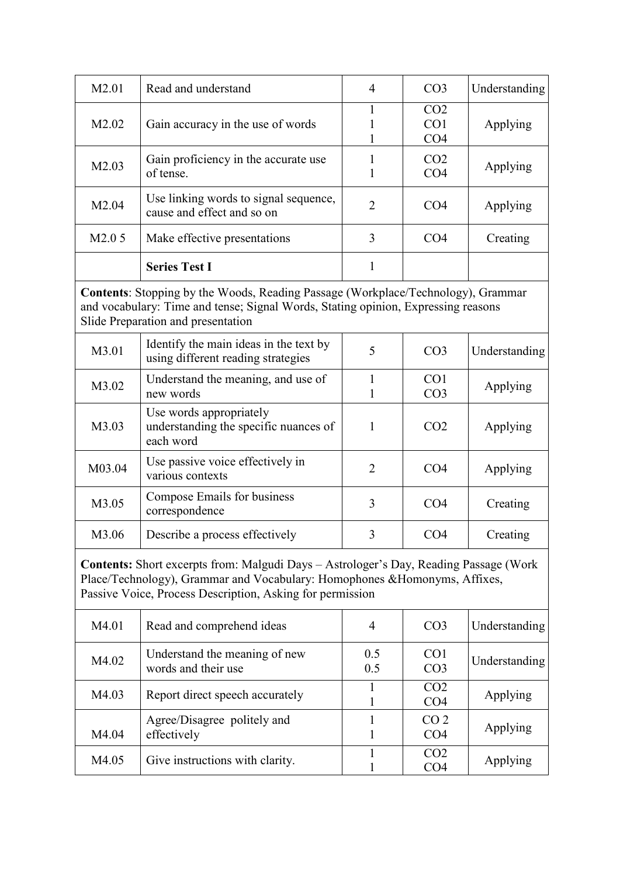| M2.01 | Read and understand | 4 | CO3 | Understanding |
|---|---|---|---|---|
| M2.02 | Gain accuracy in the use of words | 1<br>1<br>1 | CO2<br>CO1<br>CO4 | Applying |
| M2.03 | Gain proficiency in the accurate use of tense. | 1<br>1 | CO2<br>CO4 | Applying |
| M2.04 | Use linking words to signal sequence, cause and effect and so on | 2 | CO4 | Applying |
| M2.0 5 | Make effective presentations | 3 | CO4 | Creating |
| | **Series Test I** | 1 | | |
| **Contents**: Stopping by the Woods, Reading Passage (Workplace/Technology), Grammar and vocabulary: Time and tense; Signal Words, Stating opinion, Expressing reasons Slide Preparation and presentation | | | | |
| M3.01 | Identify the main ideas in the text by using different reading strategies | 5 | CO3 | Understanding |
| M3.02 | Understand the meaning, and use of new words | 1<br>1 | CO1<br>CO3 | Applying |
| M3.03 | Use words appropriately understanding the specific nuances of each word | 1 | CO2 | Applying |
| M03.04 | Use passive voice effectively in various contexts | 2 | CO4 | Applying |
| M3.05 | Compose Emails for business correspondence | 3 | CO4 | Creating |
| M3.06 | Describe a process effectively | 3 | CO4 | Creating |
| **Contents:** Short excerpts from: Malgudi Days – Astrologer's Day, Reading Passage (Work Place/Technology), Grammar and Vocabulary: Homophones &Homonyms, Affixes, Passive Voice, Process Description, Asking for permission | | | | |
| M4.01 | Read and comprehend ideas | 4 | CO3 | Understanding |
| M4.02 | Understand the meaning of new words and their use | 0.5<br>0.5 | CO1<br>CO3 | Understanding |
| M4.03 | Report direct speech accurately | 1<br>1 | CO2<br>CO4 | Applying |
| M4.04 | Agree/Disagree politely and effectively | 1<br>1 | CO 2<br>CO4 | Applying |
| M4.05 | Give instructions with clarity. | 1<br>1 | CO2<br>CO4 | Applying |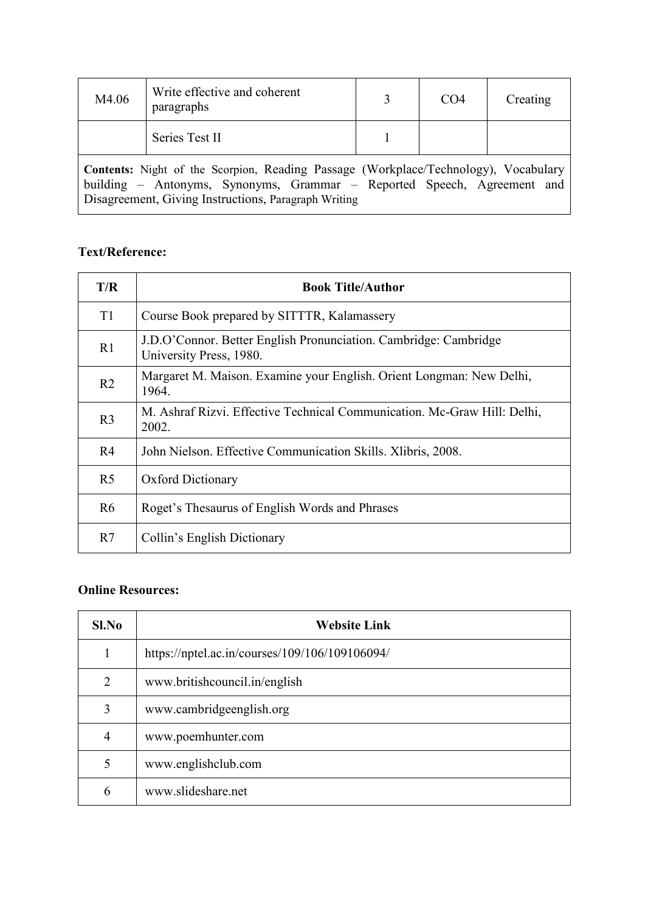| | | | | |
|---|---|---|---|---|
| M4.06 | Write effective and coherent paragraphs | 3 | CO4 | Creating |
| | Series Test II | 1 | | |

**Contents:** Night of the Scorpion, Reading Passage (Workplace/Technology), Vocabulary building – Antonyms, Synonyms, Grammar – Reported Speech, Agreement and Disagreement, Giving Instructions, Paragraph Writing

### Text/Reference:

| T/R | Book Title/Author |
|---|---|
| T1 | Course Book prepared by SITTTR, Kalamassery |
| R1 | J.D.O'Connor. Better English Pronunciation. Cambridge: Cambridge University Press, 1980. |
| R2 | Margaret M. Maison. Examine your English. Orient Longman: New Delhi, 1964. |
| R3 | M. Ashraf Rizvi. Effective Technical Communication. Mc-Graw Hill: Delhi, 2002. |
| R4 | John Nielson. Effective Communication Skills. Xlibris, 2008. |
| R5 | Oxford Dictionary |
| R6 | Roget's Thesaurus of English Words and Phrases |
| R7 | Collin's English Dictionary |

### Online Resources:

| Sl.No | Website Link |
|---|---|
| 1 | https://nptel.ac.in/courses/109/106/109106094/ |
| 2 | www.britishcouncil.in/english |
| 3 | www.cambridgeenglish.org |
| 4 | www.poemhunter.com |
| 5 | www.englishclub.com |
| 6 | www.slideshare.net |